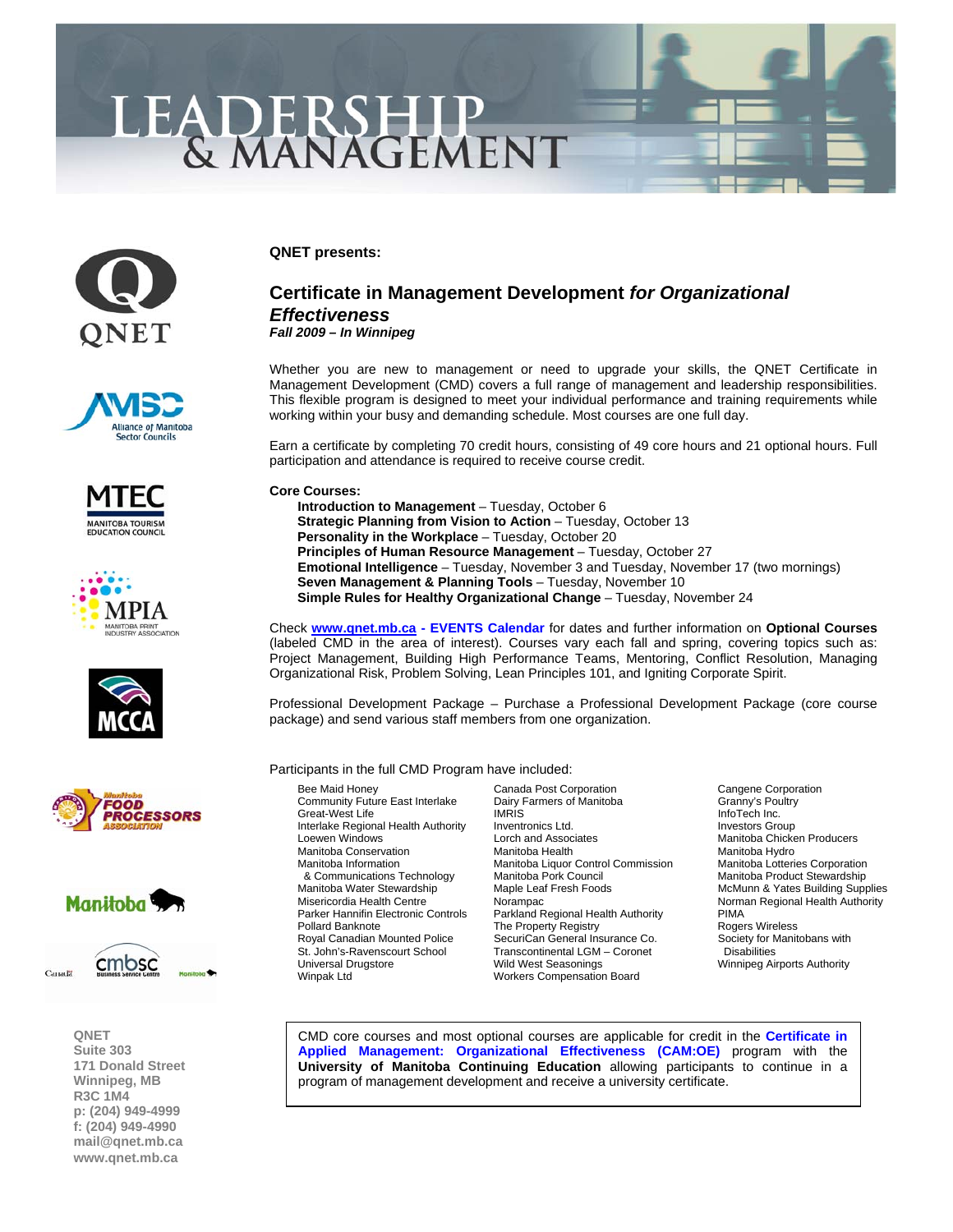# LEADERSHIP & MANAGEMENT

**QNET presents:**

## Certificate in Management Development *for Organizational Effectiveness*

***Fall 2009 – In Winnipeg***

Whether you are new to management or need to upgrade your skills, the QNET Certificate in Management Development (CMD) covers a full range of management and leadership responsibilities. This flexible program is designed to meet your individual performance and training requirements while working within your busy and demanding schedule. Most courses are one full day.

Earn a certificate by completing 70 credit hours, consisting of 49 core hours and 21 optional hours. Full participation and attendance is required to receive course credit.

**Core Courses:**

- **Introduction to Management** – Tuesday, October 6
- **Strategic Planning from Vision to Action** – Tuesday, October 13
- **Personality in the Workplace** – Tuesday, October 20
- **Principles of Human Resource Management** – Tuesday, October 27
- **Emotional Intelligence** – Tuesday, November 3 and Tuesday, November 17 (two mornings)
- **Seven Management & Planning Tools** – Tuesday, November 10
- **Simple Rules for Healthy Organizational Change** – Tuesday, November 24

Check **www.qnet.mb.ca - EVENTS Calendar** for dates and further information on **Optional Courses** (labeled CMD in the area of interest). Courses vary each fall and spring, covering topics such as: Project Management, Building High Performance Teams, Mentoring, Conflict Resolution, Managing Organizational Risk, Problem Solving, Lean Principles 101, and Igniting Corporate Spirit.

Professional Development Package – Purchase a Professional Development Package (core course package) and send various staff members from one organization.

Participants in the full CMD Program have included:

Bee Maid Honey
Community Future East Interlake
Great-West Life
Interlake Regional Health Authority
Loewen Windows
Manitoba Conservation
Manitoba Information & Communications Technology
Manitoba Water Stewardship
Misericordia Health Centre
Parker Hannifin Electronic Controls
Pollard Banknote
Royal Canadian Mounted Police
St. John's-Ravenscourt School
Universal Drugstore
Winpak Ltd
Canada Post Corporation
Dairy Farmers of Manitoba
IMRIS
Inventronics Ltd.
Lorch and Associates
Manitoba Health
Manitoba Liquor Control Commission
Manitoba Pork Council
Maple Leaf Fresh Foods
Norampac
Parkland Regional Health Authority
The Property Registry
SecuriCan General Insurance Co.
Transcontinental LGM – Coronet
Wild West Seasonings
Workers Compensation Board
Cangene Corporation
Granny's Poultry
InfoTech Inc.
Investors Group
Manitoba Chicken Producers
Manitoba Hydro
Manitoba Lotteries Corporation
Manitoba Product Stewardship
McMunn & Yates Building Supplies
Norman Regional Health Authority
PIMA
Rogers Wireless
Society for Manitobans with Disabilities
Winnipeg Airports Authority

CMD core courses and most optional courses are applicable for credit in the **Certificate in Applied Management: Organizational Effectiveness (CAM:OE)** program with the **University of Manitoba Continuing Education** allowing participants to continue in a program of management development and receive a university certificate.

**QNET**
**Suite 303**
**171 Donald Street**
**Winnipeg, MB**
**R3C 1M4**
**p: (204) 949-4999**
**f: (204) 949-4990**
**mail@qnet.mb.ca**
**www.qnet.mb.ca**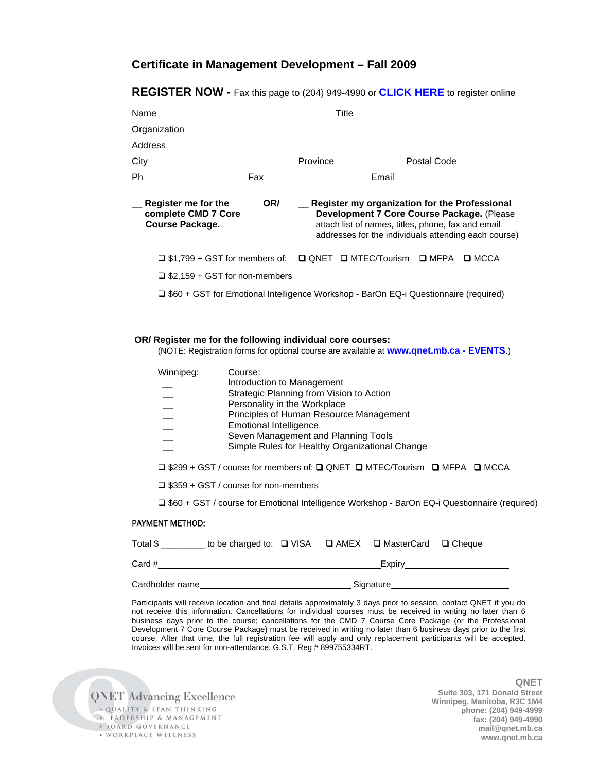## Certificate in Management Development – Fall 2009

**REGISTER NOW -** Fax this page to (204) 949-4990 or **CLICK HERE** to register online

Name_______________________________ Title_______________________________

Organization_______________________________________________________________

Address___________________________________________________________________

City_________________________ Province ____________ Postal Code __________

Ph__________________ Fax___________________ Email___________________

__ **Register me for the complete CMD 7 Core Course Package.**

**OR/**

__ **Register my organization for the Professional Development 7 Core Course Package.** (Please attach list of names, titles, phone, fax and email addresses for the individuals attending each course)

- ❑ $1,799 + GST for members of: ❑ QNET ❑ MTEC/Tourism ❑ MFPA ❑ MCCA
- ❑ $2,159 + GST for non-members
- ❑ $60 + GST for Emotional Intelligence Workshop - BarOn EQ-i Questionnaire (required)

**OR/ Register me for the following individual core courses:**

(NOTE: Registration forms for optional course are available at **www.qnet.mb.ca - EVENTS**.)

| Winnipeg: | Course: |
|---|---|
| __ | Introduction to Management |
| __ | Strategic Planning from Vision to Action |
| __ | Personality in the Workplace |
| __ | Principles of Human Resource Management |
| __ | Emotional Intelligence |
| __ | Seven Management and Planning Tools |
| __ | Simple Rules for Healthy Organizational Change |

- ❑ $299 + GST / course for members of: ❑ QNET ❑ MTEC/Tourism ❑ MFPA ❑ MCCA
- ❑ $359 + GST / course for non-members
- ❑ $60 + GST / course for Emotional Intelligence Workshop - BarOn EQ-i Questionnaire (required)

PAYMENT METHOD:

Total $ ________ to be charged to: ❑ VISA ❑ AMEX ❑ MasterCard ❑ Cheque

Card #___________________________________________ Expiry____________________

Cardholder name____________________________ Signature______________________

Participants will receive location and final details approximately 3 days prior to session, contact QNET if you do not receive this information. Cancellations for individual courses must be received in writing no later than 6 business days prior to the course; cancellations for the CMD 7 Course Core Package (or the Professional Development 7 Core Course Package) must be received in writing no later than 6 business days prior to the first course. After that time, the full registration fee will apply and only replacement participants will be accepted. Invoices will be sent for non-attendance. G.S.T. Reg # 899755334RT.

QNET Advancing Excellence
- QUALITY & LEAN THINKING
- LEADERSHIP & MANAGEMENT
- BOARD GOVERNANCE
- WORKPLACE WELLNESS

**QNET**
**Suite 303, 171 Donald Street**
**Winnipeg, Manitoba, R3C 1M4**
**phone: (204) 949-4999**
**fax: (204) 949-4990**
**mail@qnet.mb.ca**
**www.qnet.mb.ca**